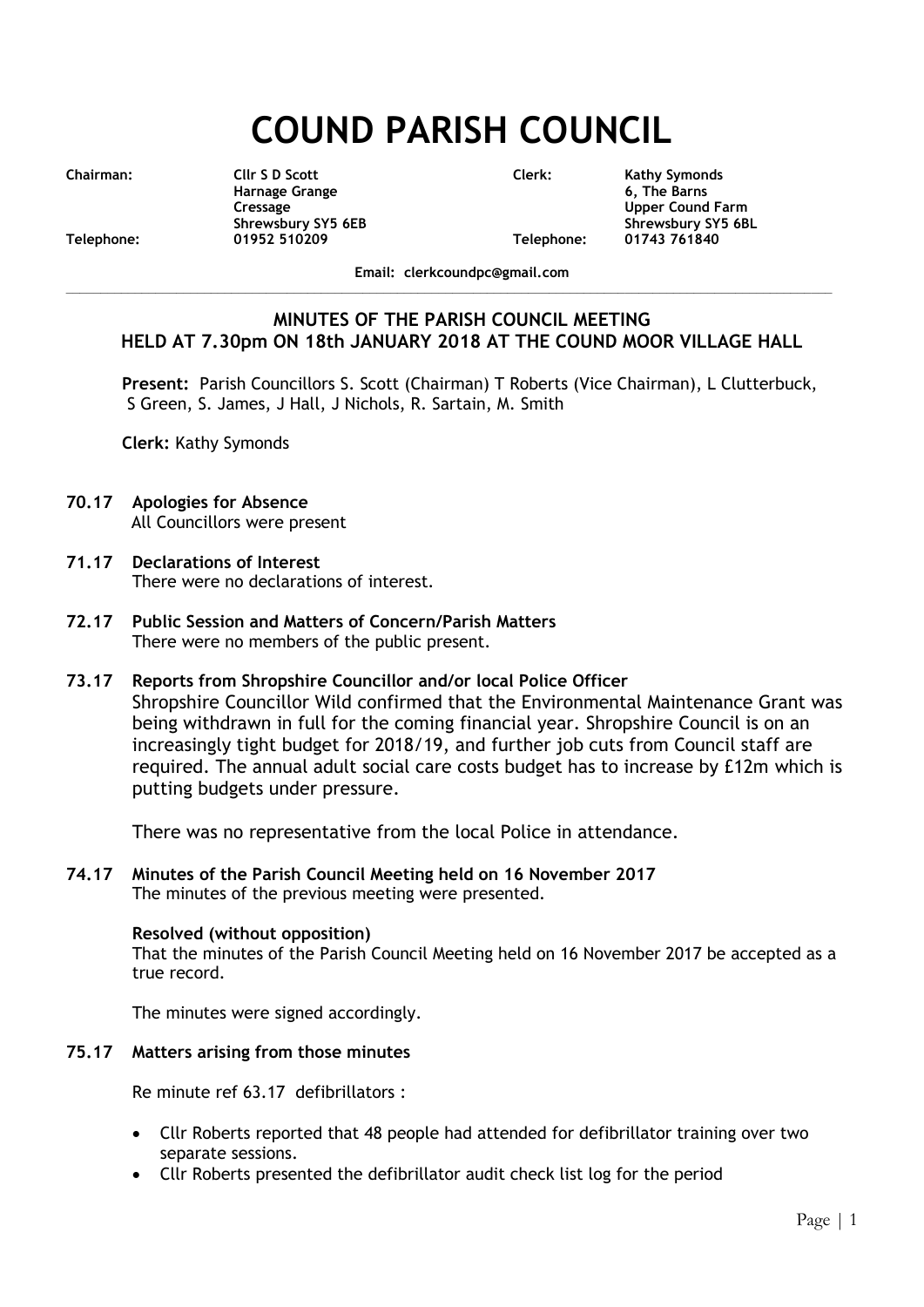# COUND PARISH COUNCIL

| | | | |
|---|---|---|---|
| **Chairman:** | **Cllr S D Scott** | **Clerk:** | **Kathy Symonds** |
| | **Harnage Grange** | | **6, The Barns** |
| | **Cressage** | | **Upper Cound Farm** |
| | **Shrewsbury SY5 6EB** | | **Shrewsbury SY5 6BL** |
| **Telephone:** | **01952 510209** | **Telephone:** | **01743 761840** |

**Email: clerkcoundpc@gmail.com**

## MINUTES OF THE PARISH COUNCIL MEETING HELD AT 7.30pm ON 18th JANUARY 2018 AT THE COUND MOOR VILLAGE HALL

**Present:** Parish Councillors S. Scott (Chairman) T Roberts (Vice Chairman), L Clutterbuck, S Green, S. James, J Hall, J Nichols, R. Sartain, M. Smith

**Clerk:** Kathy Symonds

**70.17 Apologies for Absence**
All Councillors were present

**71.17 Declarations of Interest**
There were no declarations of interest.

**72.17 Public Session and Matters of Concern/Parish Matters**
There were no members of the public present.

**73.17 Reports from Shropshire Councillor and/or local Police Officer**
Shropshire Councillor Wild confirmed that the Environmental Maintenance Grant was being withdrawn in full for the coming financial year. Shropshire Council is on an increasingly tight budget for 2018/19, and further job cuts from Council staff are required. The annual adult social care costs budget has to increase by £12m which is putting budgets under pressure.

There was no representative from the local Police in attendance.

**74.17 Minutes of the Parish Council Meeting held on 16 November 2017**
The minutes of the previous meeting were presented.

**Resolved (without opposition)**
That the minutes of the Parish Council Meeting held on 16 November 2017 be accepted as a true record.

The minutes were signed accordingly.

**75.17 Matters arising from those minutes**

Re minute ref 63.17 defibrillators :

- Cllr Roberts reported that 48 people had attended for defibrillator training over two separate sessions.
- Cllr Roberts presented the defibrillator audit check list log for the period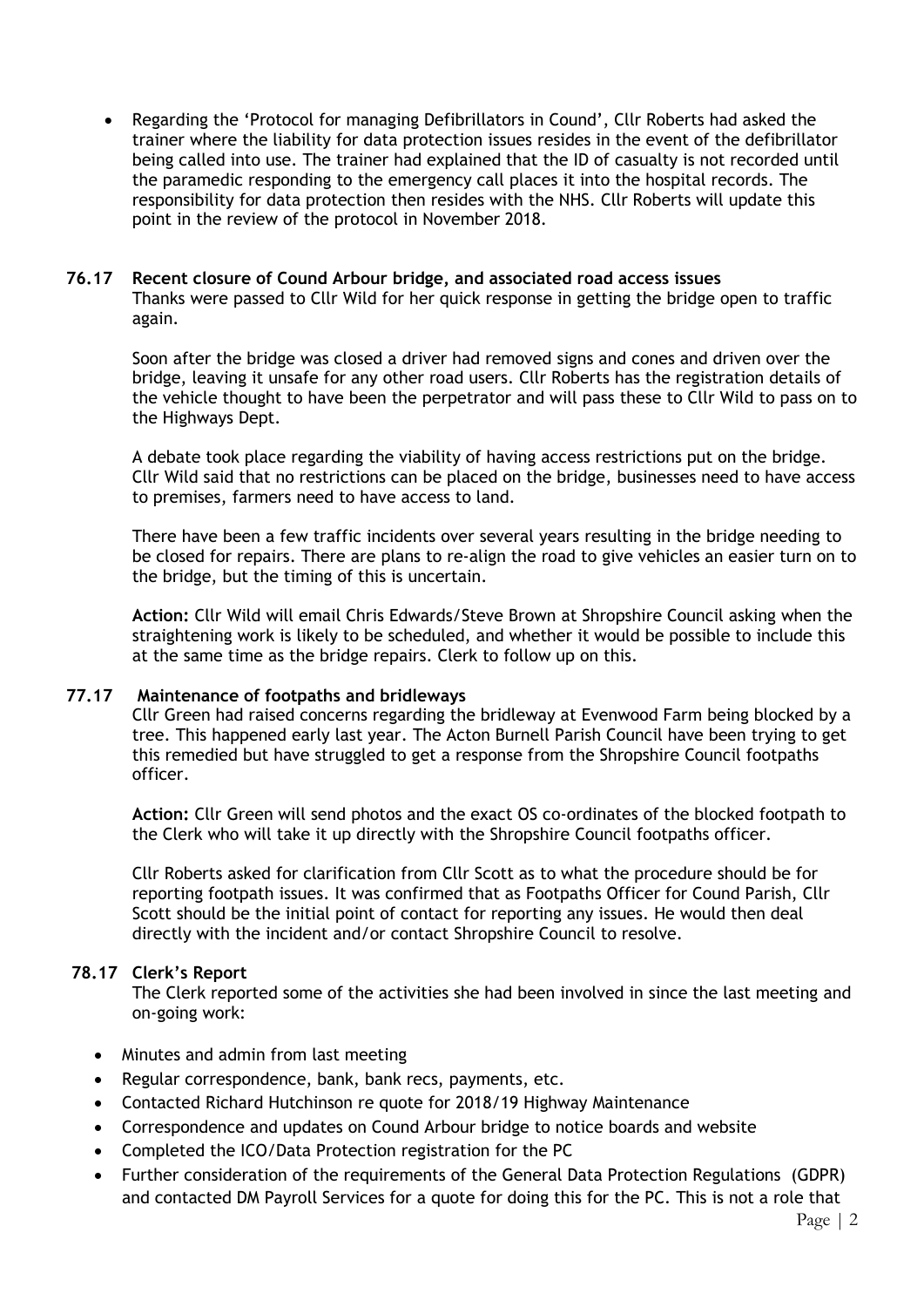- Regarding the 'Protocol for managing Defibrillators in Cound', Cllr Roberts had asked the trainer where the liability for data protection issues resides in the event of the defibrillator being called into use. The trainer had explained that the ID of casualty is not recorded until the paramedic responding to the emergency call places it into the hospital records. The responsibility for data protection then resides with the NHS. Cllr Roberts will update this point in the review of the protocol in November 2018.

**76.17 Recent closure of Cound Arbour bridge, and associated road access issues**

Thanks were passed to Cllr Wild for her quick response in getting the bridge open to traffic again.

Soon after the bridge was closed a driver had removed signs and cones and driven over the bridge, leaving it unsafe for any other road users. Cllr Roberts has the registration details of the vehicle thought to have been the perpetrator and will pass these to Cllr Wild to pass on to the Highways Dept.

A debate took place regarding the viability of having access restrictions put on the bridge. Cllr Wild said that no restrictions can be placed on the bridge, businesses need to have access to premises, farmers need to have access to land.

There have been a few traffic incidents over several years resulting in the bridge needing to be closed for repairs. There are plans to re-align the road to give vehicles an easier turn on to the bridge, but the timing of this is uncertain.

**Action:** Cllr Wild will email Chris Edwards/Steve Brown at Shropshire Council asking when the straightening work is likely to be scheduled, and whether it would be possible to include this at the same time as the bridge repairs. Clerk to follow up on this.

**77.17 Maintenance of footpaths and bridleways**

Cllr Green had raised concerns regarding the bridleway at Evenwood Farm being blocked by a tree. This happened early last year. The Acton Burnell Parish Council have been trying to get this remedied but have struggled to get a response from the Shropshire Council footpaths officer.

**Action:** Cllr Green will send photos and the exact OS co-ordinates of the blocked footpath to the Clerk who will take it up directly with the Shropshire Council footpaths officer.

Cllr Roberts asked for clarification from Cllr Scott as to what the procedure should be for reporting footpath issues. It was confirmed that as Footpaths Officer for Cound Parish, Cllr Scott should be the initial point of contact for reporting any issues. He would then deal directly with the incident and/or contact Shropshire Council to resolve.

**78.17 Clerk's Report**

The Clerk reported some of the activities she had been involved in since the last meeting and on-going work:

- Minutes and admin from last meeting
- Regular correspondence, bank, bank recs, payments, etc.
- Contacted Richard Hutchinson re quote for 2018/19 Highway Maintenance
- Correspondence and updates on Cound Arbour bridge to notice boards and website
- Completed the ICO/Data Protection registration for the PC
- Further consideration of the requirements of the General Data Protection Regulations (GDPR) and contacted DM Payroll Services for a quote for doing this for the PC. This is not a role that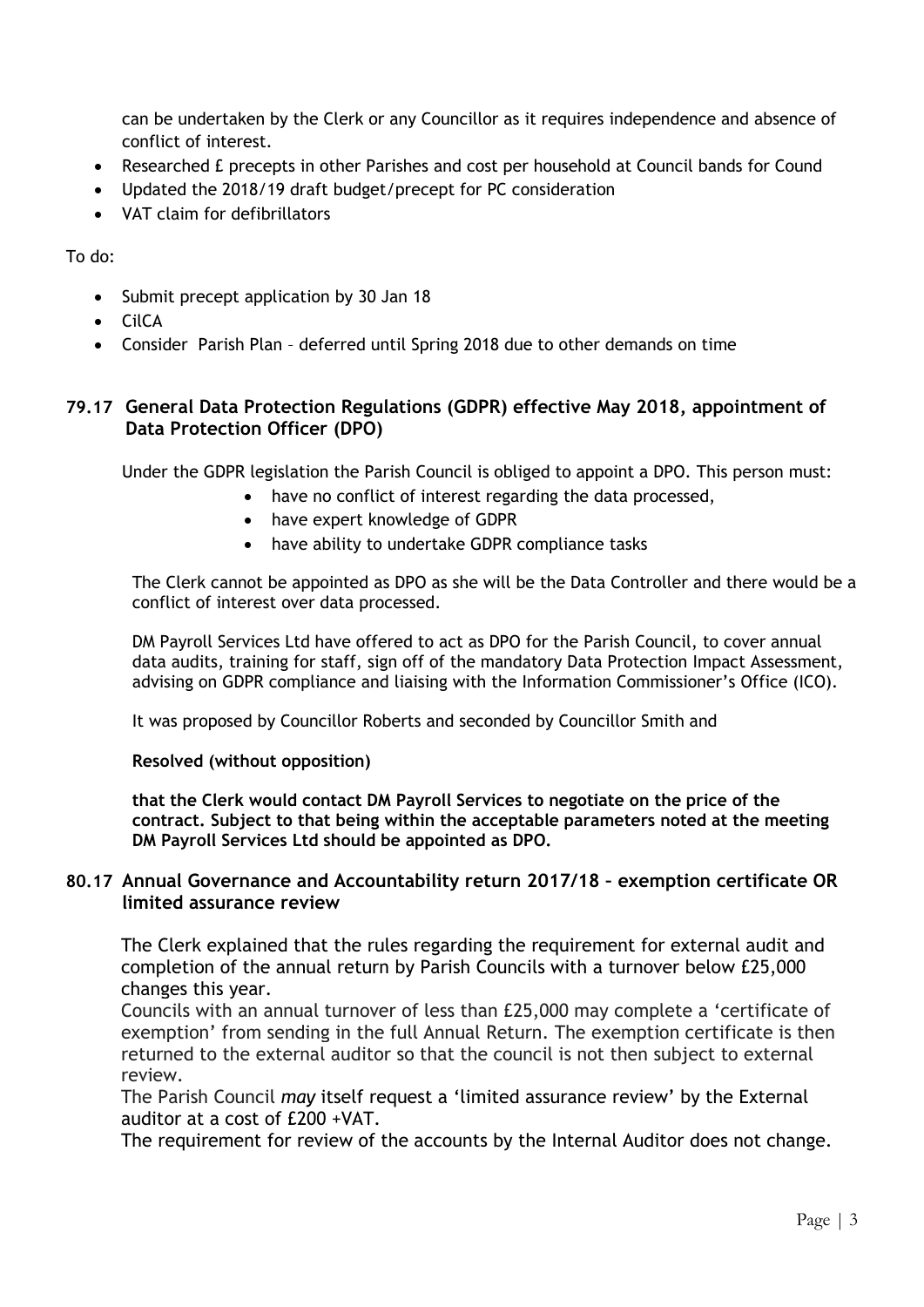can be undertaken by the Clerk or any Councillor as it requires independence and absence of conflict of interest.

- Researched £ precepts in other Parishes and cost per household at Council bands for Cound
- Updated the 2018/19 draft budget/precept for PC consideration
- VAT claim for defibrillators

To do:

- Submit precept application by 30 Jan 18
- CilCA
- Consider Parish Plan – deferred until Spring 2018 due to other demands on time

## 79.17 General Data Protection Regulations (GDPR) effective May 2018, appointment of Data Protection Officer (DPO)

Under the GDPR legislation the Parish Council is obliged to appoint a DPO. This person must:

- have no conflict of interest regarding the data processed,
- have expert knowledge of GDPR
- have ability to undertake GDPR compliance tasks

The Clerk cannot be appointed as DPO as she will be the Data Controller and there would be a conflict of interest over data processed.

DM Payroll Services Ltd have offered to act as DPO for the Parish Council, to cover annual data audits, training for staff, sign off of the mandatory Data Protection Impact Assessment, advising on GDPR compliance and liaising with the Information Commissioner's Office (ICO).

It was proposed by Councillor Roberts and seconded by Councillor Smith and

**Resolved (without opposition)**

**that the Clerk would contact DM Payroll Services to negotiate on the price of the contract. Subject to that being within the acceptable parameters noted at the meeting DM Payroll Services Ltd should be appointed as DPO.**

## 80.17 Annual Governance and Accountability return 2017/18 – exemption certificate OR limited assurance review

The Clerk explained that the rules regarding the requirement for external audit and completion of the annual return by Parish Councils with a turnover below £25,000 changes this year.

Councils with an annual turnover of less than £25,000 may complete a 'certificate of exemption' from sending in the full Annual Return. The exemption certificate is then returned to the external auditor so that the council is not then subject to external review.

The Parish Council *may* itself request a 'limited assurance review' by the External auditor at a cost of £200 +VAT.

The requirement for review of the accounts by the Internal Auditor does not change.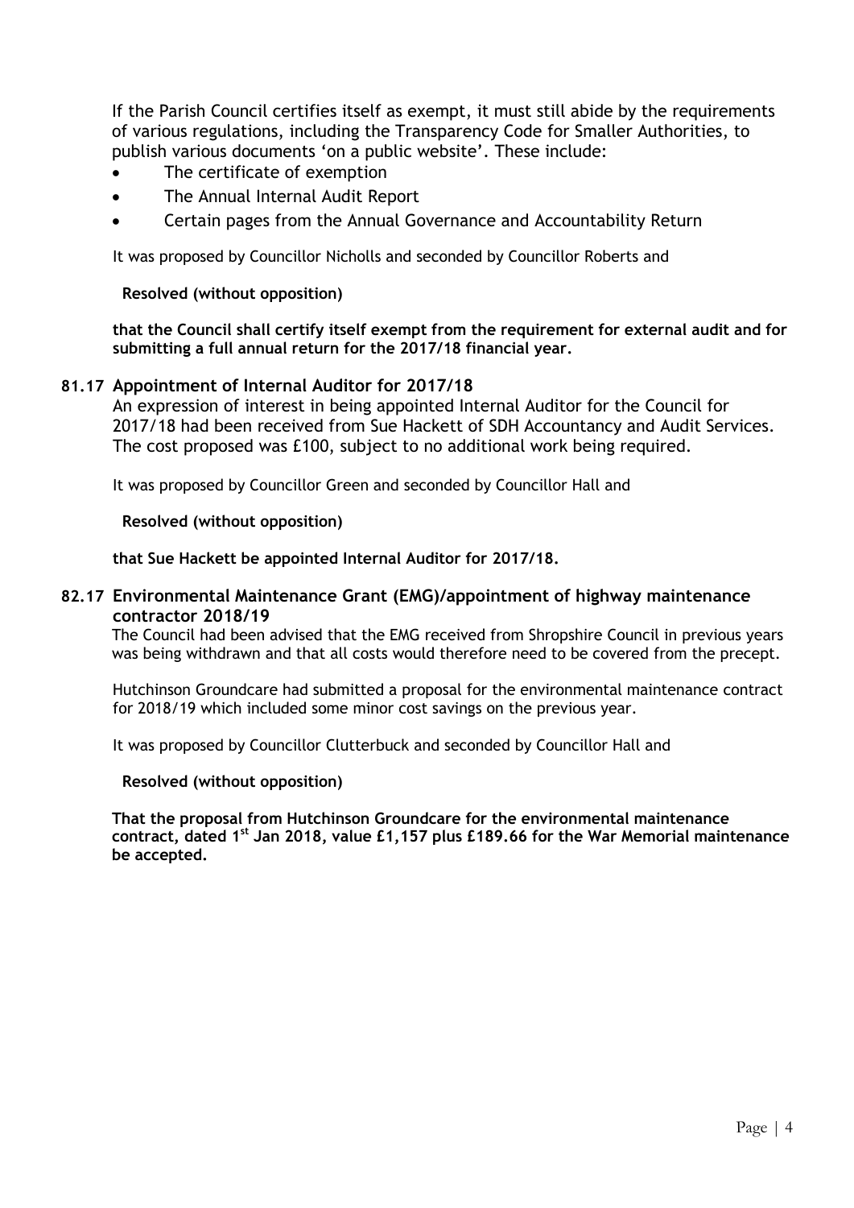If the Parish Council certifies itself as exempt, it must still abide by the requirements of various regulations, including the Transparency Code for Smaller Authorities, to publish various documents 'on a public website'. These include:

- The certificate of exemption
- The Annual Internal Audit Report
- Certain pages from the Annual Governance and Accountability Return

It was proposed by Councillor Nicholls and seconded by Councillor Roberts and

**Resolved (without opposition)**

**that the Council shall certify itself exempt from the requirement for external audit and for submitting a full annual return for the 2017/18 financial year.**

### 81.17 Appointment of Internal Auditor for 2017/18

An expression of interest in being appointed Internal Auditor for the Council for 2017/18 had been received from Sue Hackett of SDH Accountancy and Audit Services. The cost proposed was £100, subject to no additional work being required.

It was proposed by Councillor Green and seconded by Councillor Hall and

**Resolved (without opposition)**

**that Sue Hackett be appointed Internal Auditor for 2017/18.**

### 82.17 Environmental Maintenance Grant (EMG)/appointment of highway maintenance contractor 2018/19

The Council had been advised that the EMG received from Shropshire Council in previous years was being withdrawn and that all costs would therefore need to be covered from the precept.

Hutchinson Groundcare had submitted a proposal for the environmental maintenance contract for 2018/19 which included some minor cost savings on the previous year.

It was proposed by Councillor Clutterbuck and seconded by Councillor Hall and

**Resolved (without opposition)**

**That the proposal from Hutchinson Groundcare for the environmental maintenance contract, dated 1st Jan 2018, value £1,157 plus £189.66 for the War Memorial maintenance be accepted.**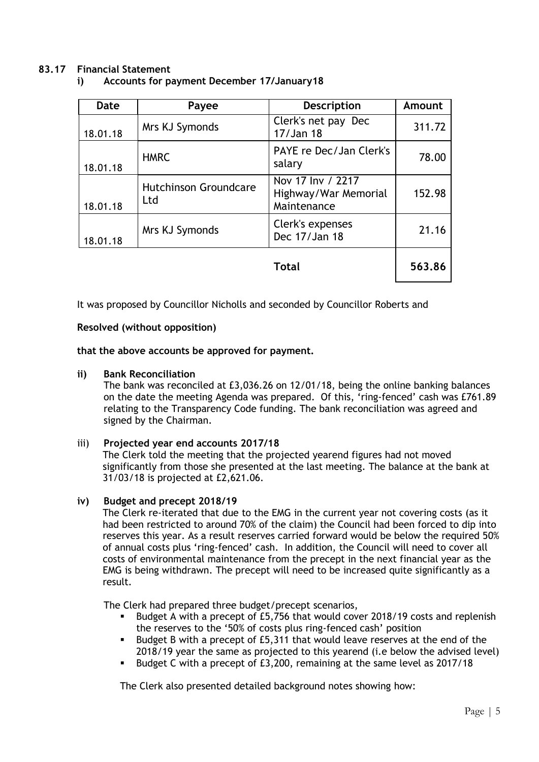### 83.17 Financial Statement

#### i) Accounts for payment December 17/January18

| Date | Payee | Description | Amount |
|---|---|---|---|
| 18.01.18 | Mrs KJ Symonds | Clerk's net pay Dec 17/Jan 18 | 311.72 |
| 18.01.18 | HMRC | PAYE re Dec/Jan Clerk's salary | 78.00 |
| 18.01.18 | Hutchinson Groundcare Ltd | Nov 17 Inv / 2217 Highway/War Memorial Maintenance | 152.98 |
| 18.01.18 | Mrs KJ Symonds | Clerk's expenses Dec 17/Jan 18 | 21.16 |
| | | **Total** | **563.86** |

It was proposed by Councillor Nicholls and seconded by Councillor Roberts and

**Resolved (without opposition)**

**that the above accounts be approved for payment.**

#### ii) Bank Reconciliation

The bank was reconciled at £3,036.26 on 12/01/18, being the online banking balances on the date the meeting Agenda was prepared. Of this, 'ring-fenced' cash was £761.89 relating to the Transparency Code funding. The bank reconciliation was agreed and signed by the Chairman.

#### iii) Projected year end accounts 2017/18

The Clerk told the meeting that the projected yearend figures had not moved significantly from those she presented at the last meeting. The balance at the bank at 31/03/18 is projected at £2,621.06.

#### iv) Budget and precept 2018/19

The Clerk re-iterated that due to the EMG in the current year not covering costs (as it had been restricted to around 70% of the claim) the Council had been forced to dip into reserves this year. As a result reserves carried forward would be below the required 50% of annual costs plus 'ring-fenced' cash. In addition, the Council will need to cover all costs of environmental maintenance from the precept in the next financial year as the EMG is being withdrawn. The precept will need to be increased quite significantly as a result.

The Clerk had prepared three budget/precept scenarios,

- Budget A with a precept of £5,756 that would cover 2018/19 costs and replenish the reserves to the '50% of costs plus ring-fenced cash' position
- Budget B with a precept of £5,311 that would leave reserves at the end of the 2018/19 year the same as projected to this yearend (i.e below the advised level)
- Budget C with a precept of £3,200, remaining at the same level as 2017/18

The Clerk also presented detailed background notes showing how: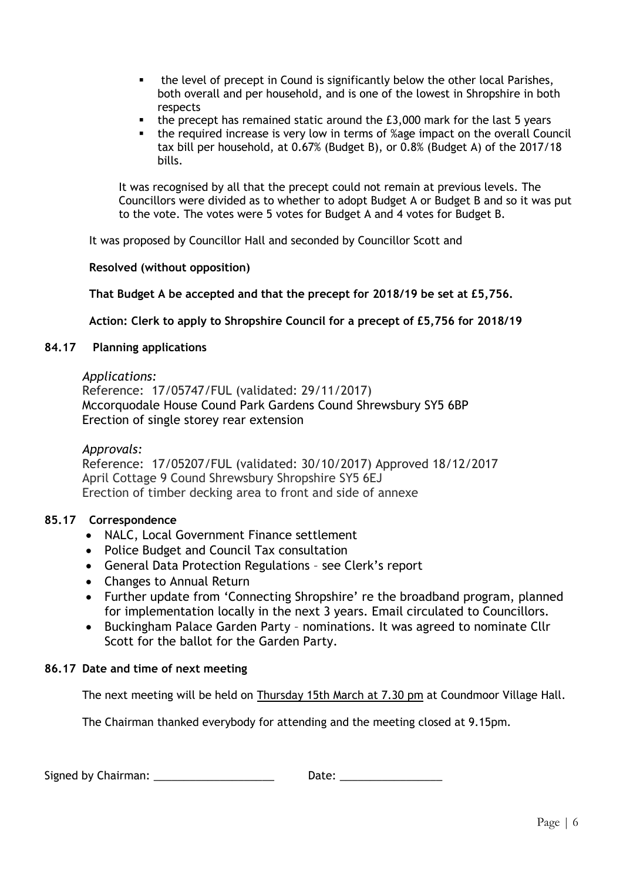- the level of precept in Cound is significantly below the other local Parishes, both overall and per household, and is one of the lowest in Shropshire in both respects
- the precept has remained static around the £3,000 mark for the last 5 years
- the required increase is very low in terms of %age impact on the overall Council tax bill per household, at 0.67% (Budget B), or 0.8% (Budget A) of the 2017/18 bills.

It was recognised by all that the precept could not remain at previous levels. The Councillors were divided as to whether to adopt Budget A or Budget B and so it was put to the vote. The votes were 5 votes for Budget A and 4 votes for Budget B.

It was proposed by Councillor Hall and seconded by Councillor Scott and

**Resolved (without opposition)**

**That Budget A be accepted and that the precept for 2018/19 be set at £5,756.**

**Action: Clerk to apply to Shropshire Council for a precept of £5,756 for 2018/19**

## 84.17 Planning applications

*Applications:*

Reference: 17/05747/FUL (validated: 29/11/2017)
Mccorquodale House Cound Park Gardens Cound Shrewsbury SY5 6BP
Erection of single storey rear extension

*Approvals:*

Reference: 17/05207/FUL (validated: 30/10/2017) Approved 18/12/2017
April Cottage 9 Cound Shrewsbury Shropshire SY5 6EJ
Erection of timber decking area to front and side of annexe

## 85.17 Correspondence

- NALC, Local Government Finance settlement
- Police Budget and Council Tax consultation
- General Data Protection Regulations – see Clerk's report
- Changes to Annual Return
- Further update from 'Connecting Shropshire' re the broadband program, planned for implementation locally in the next 3 years. Email circulated to Councillors.
- Buckingham Palace Garden Party – nominations. It was agreed to nominate Cllr Scott for the ballot for the Garden Party.

## 86.17 Date and time of next meeting

The next meeting will be held on Thursday 15th March at 7.30 pm at Coundmoor Village Hall.

The Chairman thanked everybody for attending and the meeting closed at 9.15pm.

Signed by Chairman: ____________________ Date: _________________